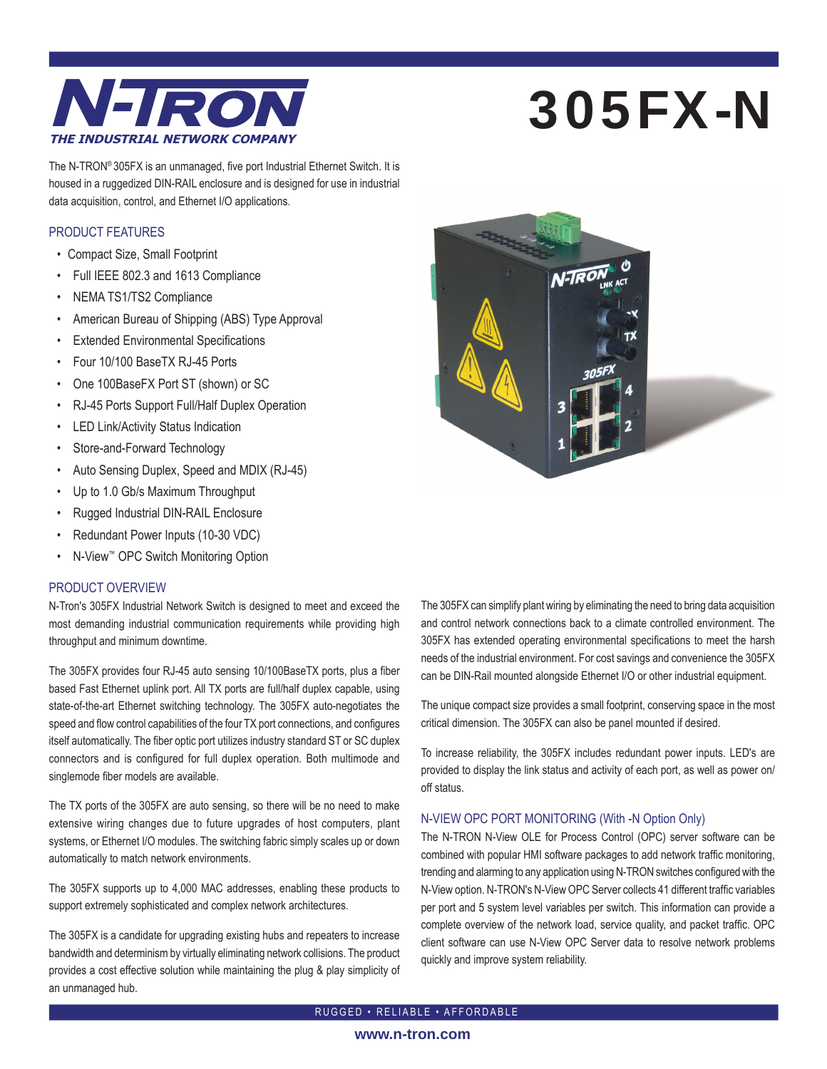# N-TRON

*THE INDUSTRIAL NETWORK COMPANY*

# 305FX-N

The N-TRON® 305FX is an unmanaged, five port Industrial Ethernet Switch. It is housed in a ruggedized DIN-RAIL enclosure and is designed for use in industrial data acquisition, control, and Ethernet I/O applications.

## PRODUCT FEATURES

- Compact Size, Small Footprint
- Full IEEE 802.3 and 1613 Compliance
- NEMA TS1/TS2 Compliance
- American Bureau of Shipping (ABS) Type Approval
- Extended Environmental Specifications
- Four 10/100 BaseTX RJ-45 Ports
- One 100BaseFX Port ST (shown) or SC
- RJ-45 Ports Support Full/Half Duplex Operation
- LED Link/Activity Status Indication
- Store-and-Forward Technology
- Auto Sensing Duplex, Speed and MDIX (RJ-45)
- Up to 1.0 Gb/s Maximum Throughput
- Rugged Industrial DIN-RAIL Enclosure
- Redundant Power Inputs (10-30 VDC)
- N-View™ OPC Switch Monitoring Option

## PRODUCT OVERVIEW

N-Tron's 305FX Industrial Network Switch is designed to meet and exceed the most demanding industrial communication requirements while providing high throughput and minimum downtime.

The 305FX provides four RJ-45 auto sensing 10/100BaseTX ports, plus a fiber based Fast Ethernet uplink port. All TX ports are full/half duplex capable, using state-of-the-art Ethernet switching technology. The 305FX auto-negotiates the speed and flow control capabilities of the four TX port connections, and configures itself automatically. The fiber optic port utilizes industry standard ST or SC duplex connectors and is configured for full duplex operation. Both multimode and singlemode fiber models are available.

The TX ports of the 305FX are auto sensing, so there will be no need to make extensive wiring changes due to future upgrades of host computers, plant systems, or Ethernet I/O modules. The switching fabric simply scales up or down automatically to match network environments.

The 305FX supports up to 4,000 MAC addresses, enabling these products to support extremely sophisticated and complex network architectures.

The 305FX is a candidate for upgrading existing hubs and repeaters to increase bandwidth and determinism by virtually eliminating network collisions. The product provides a cost effective solution while maintaining the plug & play simplicity of an unmanaged hub.

The 305FX can simplify plant wiring by eliminating the need to bring data acquisition and control network connections back to a climate controlled environment. The 305FX has extended operating environmental specifications to meet the harsh needs of the industrial environment. For cost savings and convenience the 305FX can be DIN-Rail mounted alongside Ethernet I/O or other industrial equipment.

The unique compact size provides a small footprint, conserving space in the most critical dimension. The 305FX can also be panel mounted if desired.

To increase reliability, the 305FX includes redundant power inputs. LED's are provided to display the link status and activity of each port, as well as power on/off status.

## N-VIEW OPC PORT MONITORING (With -N Option Only)

The N-TRON N-View OLE for Process Control (OPC) server software can be combined with popular HMI software packages to add network traffic monitoring, trending and alarming to any application using N-TRON switches configured with the N-View option. N-TRON's N-View OPC Server collects 41 different traffic variables per port and 5 system level variables per switch. This information can provide a complete overview of the network load, service quality, and packet traffic. OPC client software can use N-View OPC Server data to resolve network problems quickly and improve system reliability.

RUGGED • RELIABLE • AFFORDABLE

www.n-tron.com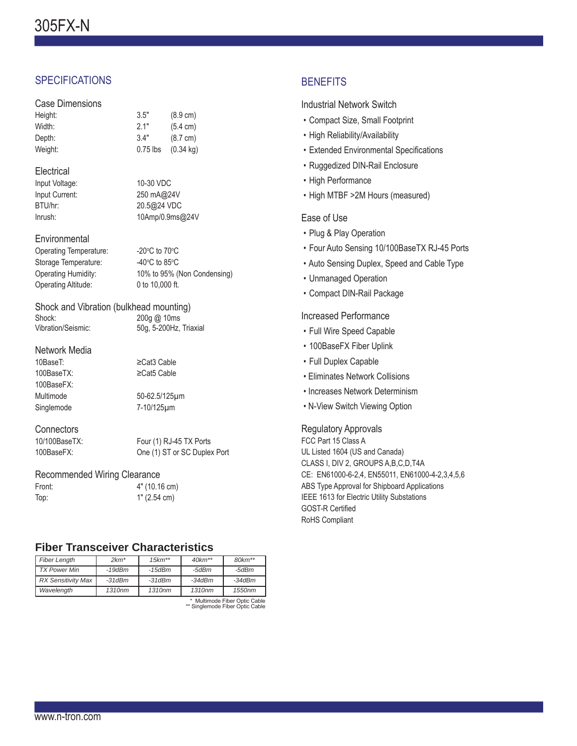# 305FX-N

## SPECIFICATIONS

### Case Dimensions

| | | |
|---|---|---|
| Height: | 3.5" | (8.9 cm) |
| Width: | 2.1" | (5.4 cm) |
| Depth: | 3.4" | (8.7 cm) |
| Weight: | 0.75 lbs | (0.34 kg) |

### Electrical

| | |
|---|---|
| Input Voltage: | 10-30 VDC |
| Input Current: | 250 mA@24V |
| BTU/hr: | 20.5@24 VDC |
| Inrush: | 10Amp/0.9ms@24V |

### Environmental

| | |
|---|---|
| Operating Temperature: | -20°C to 70°C |
| Storage Temperature: | -40°C to 85°C |
| Operating Humidity: | 10% to 95% (Non Condensing) |
| Operating Altitude: | 0 to 10,000 ft. |

### Shock and Vibration (bulkhead mounting)

| | |
|---|---|
| Shock: | 200g @ 10ms |
| Vibration/Seismic: | 50g, 5-200Hz, Triaxial |

### Network Media

| | |
|---|---|
| 10BaseT: | ≥Cat3 Cable |
| 100BaseTX: | ≥Cat5 Cable |
| 100BaseFX: | |
| Multimode | 50-62.5/125μm |
| Singlemode | 7-10/125μm |

### Connectors

| | |
|---|---|
| 10/100BaseTX: | Four (1) RJ-45 TX Ports |
| 100BaseFX: | One (1) ST or SC Duplex Port |

### Recommended Wiring Clearance

| | |
|---|---|
| Front: | 4" (10.16 cm) |
| Top: | 1" (2.54 cm) |

## Fiber Transceiver Characteristics

| *Fiber Length* | *2km** | *15km*** | *40km*** | *80km*** |
|---|---|---|---|---|
| *TX Power Min* | *-19dBm* | *-15dBm* | *-5dBm* | *-5dBm* |
| *RX Sensitivity Max* | *-31dBm* | *-31dBm* | *-34dBm* | *-34dBm* |
| *Wavelength* | *1310nm* | *1310nm* | *1310nm* | *1550nm* |

\* Multimode Fiber Optic Cable
\*\* Singlemode Fiber Optic Cable

## BENEFITS

### Industrial Network Switch

- Compact Size, Small Footprint
- High Reliability/Availability
- Extended Environmental Specifications
- Ruggedized DIN-Rail Enclosure
- High Performance
- High MTBF >2M Hours (measured)

### Ease of Use

- Plug & Play Operation
- Four Auto Sensing 10/100BaseTX RJ-45 Ports
- Auto Sensing Duplex, Speed and Cable Type
- Unmanaged Operation
- Compact DIN-Rail Package

### Increased Performance

- Full Wire Speed Capable
- 100BaseFX Fiber Uplink
- Full Duplex Capable
- Eliminates Network Collisions
- Increases Network Determinism
- N-View Switch Viewing Option

### Regulatory Approvals

FCC Part 15 Class A
UL Listed 1604 (US and Canada)
CLASS I, DIV 2, GROUPS A,B,C,D,T4A
CE: EN61000-6-2,4, EN55011, EN61000-4-2,3,4,5,6
ABS Type Approval for Shipboard Applications
IEEE 1613 for Electric Utility Substations
GOST-R Certified
RoHS Compliant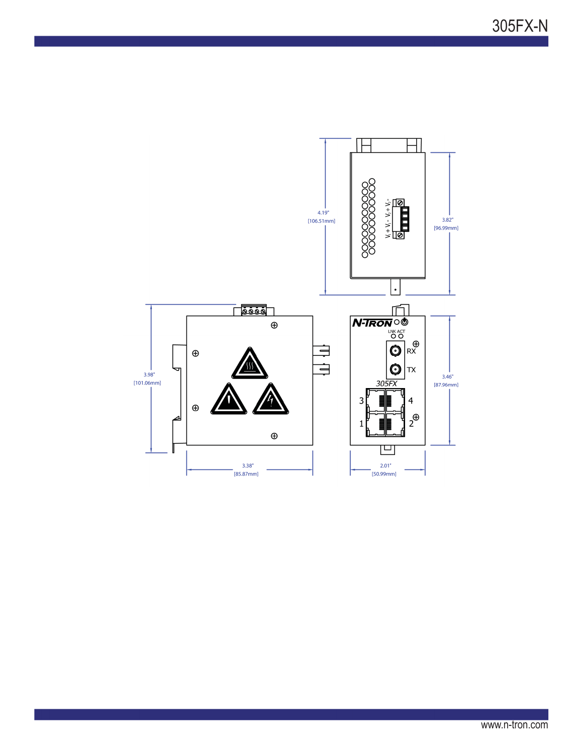4.19"
[106.51mm]

3.82"
[96.99mm]

$V_1$ + $V_1$ - $V_2$ + $V_2$ -

3.98"
[101.06mm]

LNK ACT

RX

TX

305FX

3 4
1 2

3.46"
[87.96mm]

3.38"
[85.87mm]

2.01"
[50.99mm]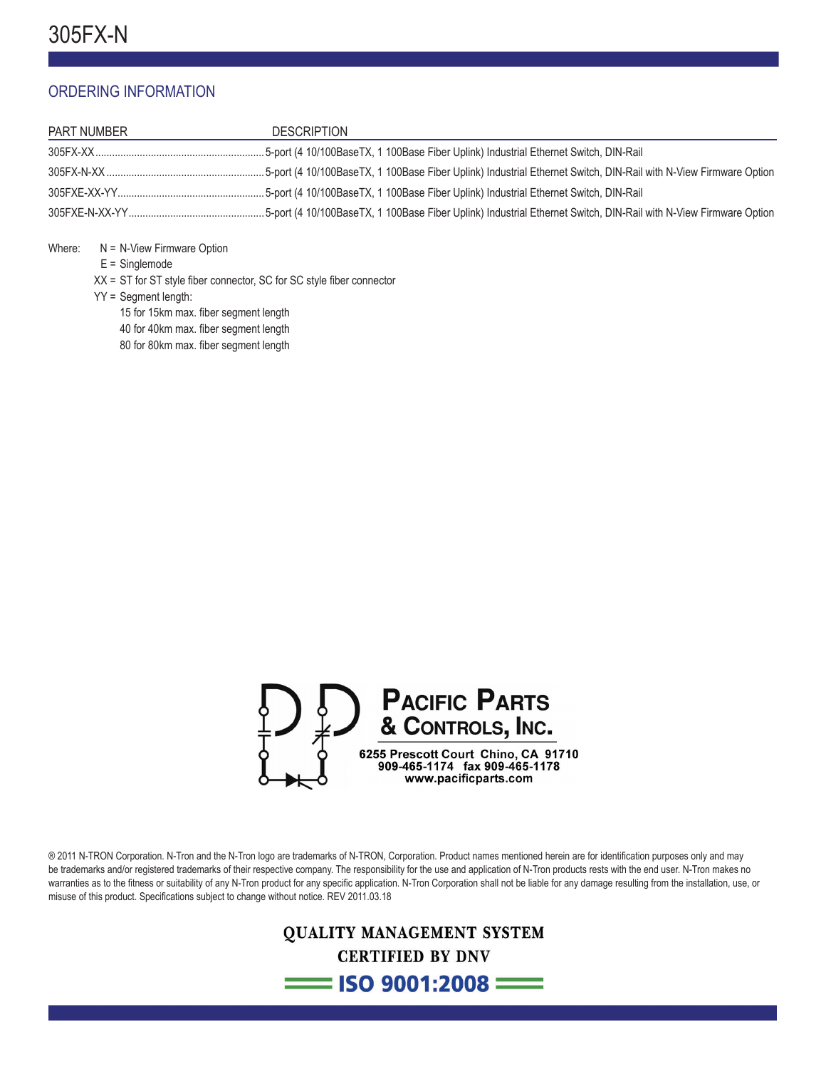## ORDERING INFORMATION

| PART NUMBER | DESCRIPTION |
|---|---|
| 305FX-XX | 5-port (4 10/100BaseTX, 1 100Base Fiber Uplink) Industrial Ethernet Switch, DIN-Rail |
| 305FX-N-XX | 5-port (4 10/100BaseTX, 1 100Base Fiber Uplink) Industrial Ethernet Switch, DIN-Rail with N-View Firmware Option |
| 305FXE-XX-YY | 5-port (4 10/100BaseTX, 1 100Base Fiber Uplink) Industrial Ethernet Switch, DIN-Rail |
| 305FXE-N-XX-YY | 5-port (4 10/100BaseTX, 1 100Base Fiber Uplink) Industrial Ethernet Switch, DIN-Rail with N-View Firmware Option |

Where:
- N = N-View Firmware Option
- E = Singlemode
- XX = ST for ST style fiber connector, SC for SC style fiber connector
- YY = Segment length:
  - 15 for 15km max. fiber segment length
  - 40 for 40km max. fiber segment length
  - 80 for 80km max. fiber segment length

**Pacific Parts & Controls, Inc.**
6255 Prescott Court Chino, CA 91710
909-465-1174 fax 909-465-1178
www.pacificparts.com

® 2011 N-TRON Corporation. N-Tron and the N-Tron logo are trademarks of N-TRON, Corporation. Product names mentioned herein are for identification purposes only and may be trademarks and/or registered trademarks of their respective company. The responsibility for the use and application of N-Tron products rests with the end user. N-Tron makes no warranties as to the fitness or suitability of any N-Tron product for any specific application. N-Tron Corporation shall not be liable for any damage resulting from the installation, use, or misuse of this product. Specifications subject to change without notice. REV 2011.03.18

QUALITY MANAGEMENT SYSTEM
CERTIFIED BY DNV
ISO 9001:2008